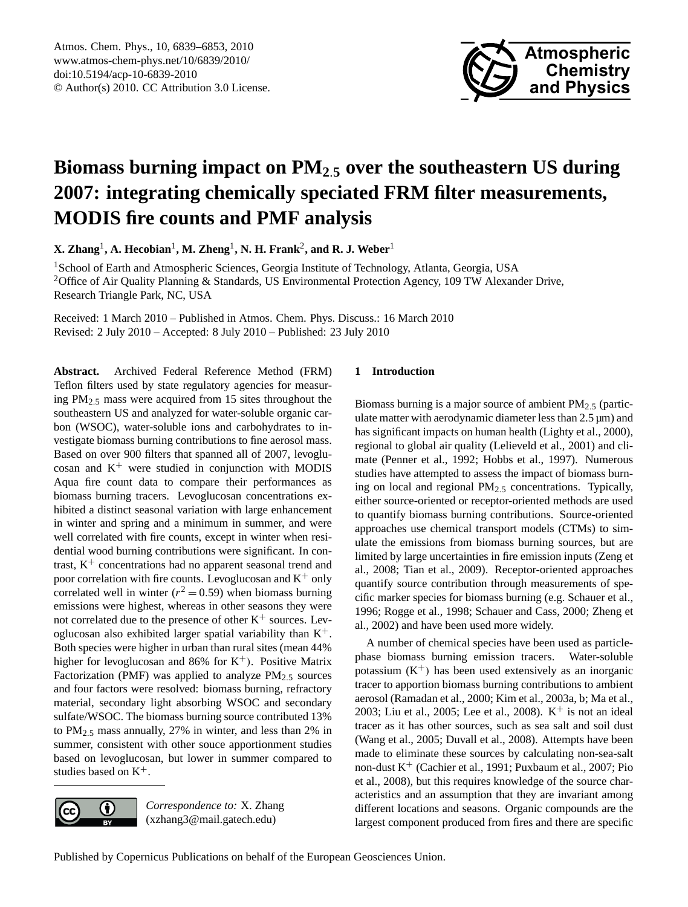# Biomass burning impact on $PM_{2.5}$ over the southeastern US during 2007: integrating chemically speciated FRM filter measurements, MODIS fire counts and PMF analysis

**X. Zhang**[1], **A. Hecobian**[1], **M. Zheng**[1], **N. H. Frank**[2], **and R. J. Weber**[1]

[1]School of Earth and Atmospheric Sciences, Georgia Institute of Technology, Atlanta, Georgia, USA

[2]Office of Air Quality Planning & Standards, US Environmental Protection Agency, 109 TW Alexander Drive, Research Triangle Park, NC, USA

Received: 1 March 2010 – Published in Atmos. Chem. Phys. Discuss.: 16 March 2010
Revised: 2 July 2010 – Accepted: 8 July 2010 – Published: 23 July 2010

**Abstract.** Archived Federal Reference Method (FRM) Teflon filters used by state regulatory agencies for measuring $PM_{2.5}$ mass were acquired from 15 sites throughout the southeastern US and analyzed for water-soluble organic carbon (WSOC), water-soluble ions and carbohydrates to investigate biomass burning contributions to fine aerosol mass. Based on over 900 filters that spanned all of 2007, levoglucosan and $K^+$ were studied in conjunction with MODIS Aqua fire count data to compare their performances as biomass burning tracers. Levoglucosan concentrations exhibited a distinct seasonal variation with large enhancement in winter and spring and a minimum in summer, and were well correlated with fire counts, except in winter when residential wood burning contributions were significant. In contrast, $K^+$ concentrations had no apparent seasonal trend and poor correlation with fire counts. Levoglucosan and $K^+$ only correlated well in winter ($r^2 = 0.59$) when biomass burning emissions were highest, whereas in other seasons they were not correlated due to the presence of other $K^+$ sources. Levoglucosan also exhibited larger spatial variability than $K^+$. Both species were higher in urban than rural sites (mean 44% higher for levoglucosan and 86% for $K^+$). Positive Matrix Factorization (PMF) was applied to analyze $PM_{2.5}$ sources and four factors were resolved: biomass burning, refractory material, secondary light absorbing WSOC and secondary sulfate/WSOC. The biomass burning source contributed 13% to $PM_{2.5}$ mass annually, 27% in winter, and less than 2% in summer, consistent with other souce apportionment studies based on levoglucosan, but lower in summer compared to studies based on $K^+$.

*Correspondence to:* X. Zhang (xzhang3@mail.gatech.edu)

## 1 Introduction

Biomass burning is a major source of ambient $PM_{2.5}$ (particulate matter with aerodynamic diameter less than 2.5 µm) and has significant impacts on human health (Lighty et al., 2000), regional to global air quality (Lelieveld et al., 2001) and climate (Penner et al., 1992; Hobbs et al., 1997). Numerous studies have attempted to assess the impact of biomass burning on local and regional $PM_{2.5}$ concentrations. Typically, either source-oriented or receptor-oriented methods are used to quantify biomass burning contributions. Source-oriented approaches use chemical transport models (CTMs) to simulate the emissions from biomass burning sources, but are limited by large uncertainties in fire emission inputs (Zeng et al., 2008; Tian et al., 2009). Receptor-oriented approaches quantify source contribution through measurements of specific marker species for biomass burning (e.g. Schauer et al., 1996; Rogge et al., 1998; Schauer and Cass, 2000; Zheng et al., 2002) and have been used more widely.

A number of chemical species have been used as particle-phase biomass burning emission tracers. Water-soluble potassium ($K^+$) has been used extensively as an inorganic tracer to apportion biomass burning contributions to ambient aerosol (Ramadan et al., 2000; Kim et al., 2003a, b; Ma et al., 2003; Liu et al., 2005; Lee et al., 2008). $K^+$ is not an ideal tracer as it has other sources, such as sea salt and soil dust (Wang et al., 2005; Duvall et al., 2008). Attempts have been made to eliminate these sources by calculating non-sea-salt non-dust $K^+$ (Cachier et al., 1991; Puxbaum et al., 2007; Pio et al., 2008), but this requires knowledge of the source characteristics and an assumption that they are invariant among different locations and seasons. Organic compounds are the largest component produced from fires and there are specific

Published by Copernicus Publications on behalf of the European Geosciences Union.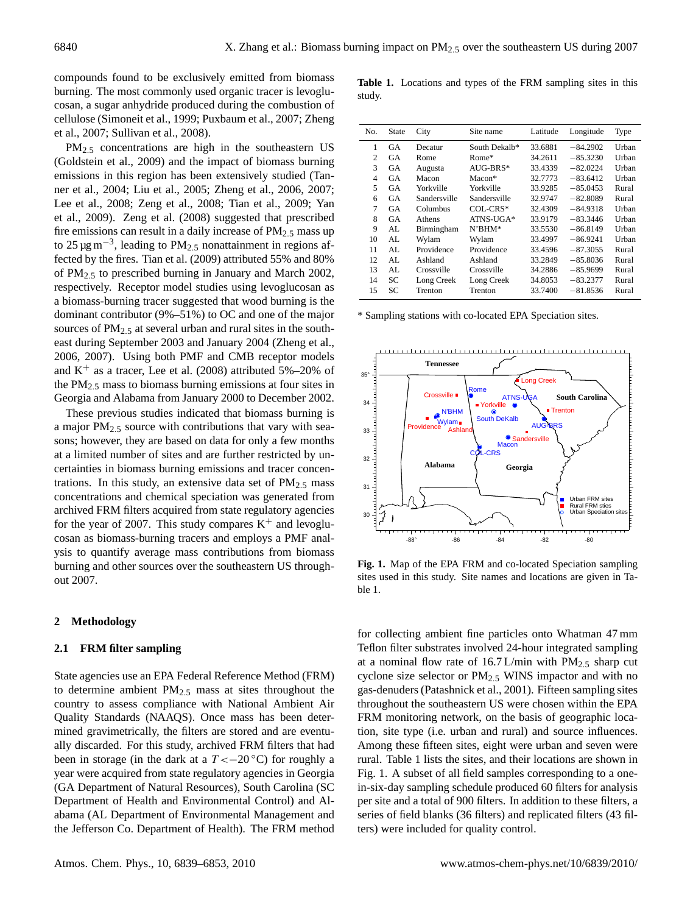compounds found to be exclusively emitted from biomass burning. The most commonly used organic tracer is levoglucosan, a sugar anhydride produced during the combustion of cellulose (Simoneit et al., 1999; Puxbaum et al., 2007; Zheng et al., 2007; Sullivan et al., 2008).

$PM_{2.5}$ concentrations are high in the southeastern US (Goldstein et al., 2009) and the impact of biomass burning emissions in this region has been extensively studied (Tanner et al., 2004; Liu et al., 2005; Zheng et al., 2006, 2007; Lee et al., 2008; Zeng et al., 2008; Tian et al., 2009; Yan et al., 2009). Zeng et al. (2008) suggested that prescribed fire emissions can result in a daily increase of $PM_{2.5}$ mass up to 25 $\mu g\, m^{-3}$, leading to $PM_{2.5}$ nonattainment in regions affected by the fires. Tian et al. (2009) attributed 55% and 80% of $PM_{2.5}$ to prescribed burning in January and March 2002, respectively. Receptor model studies using levoglucosan as a biomass-burning tracer suggested that wood burning is the dominant contributor (9%–51%) to OC and one of the major sources of $PM_{2.5}$ at several urban and rural sites in the southeast during September 2003 and January 2004 (Zheng et al., 2006, 2007). Using both PMF and CMB receptor models and $K^+$ as a tracer, Lee et al. (2008) attributed 5%–20% of the $PM_{2.5}$ mass to biomass burning emissions at four sites in Georgia and Alabama from January 2000 to December 2002.

These previous studies indicated that biomass burning is a major $PM_{2.5}$ source with contributions that vary with seasons; however, they are based on data for only a few months at a limited number of sites and are further restricted by uncertainties in biomass burning emissions and tracer concentrations. In this study, an extensive data set of $PM_{2.5}$ mass concentrations and chemical speciation was generated from archived FRM filters acquired from state regulatory agencies for the year of 2007. This study compares $K^+$ and levoglucosan as biomass-burning tracers and employs a PMF analysis to quantify average mass contributions from biomass burning and other sources over the southeastern US throughout 2007.

## 2 Methodology

### 2.1 FRM filter sampling

State agencies use an EPA Federal Reference Method (FRM) to determine ambient $PM_{2.5}$ mass at sites throughout the country to assess compliance with National Ambient Air Quality Standards (NAAQS). Once mass has been determined gravimetrically, the filters are stored and are eventually discarded. For this study, archived FRM filters that had been in storage (in the dark at a $T < -20\,°C$) for roughly a year were acquired from state regulatory agencies in Georgia (GA Department of Natural Resources), South Carolina (SC Department of Health and Environmental Control) and Alabama (AL Department of Environmental Management and the Jefferson Co. Department of Health). The FRM method for collecting ambient fine particles onto Whatman 47 mm Teflon filter substrates involved 24-hour integrated sampling at a nominal flow rate of 16.7 L/min with $PM_{2.5}$ sharp cut cyclone size selector or $PM_{2.5}$ WINS impactor and with no gas-denuders (Patashnick et al., 2001). Fifteen sampling sites throughout the southeastern US were chosen within the EPA FRM monitoring network, on the basis of geographic location, site type (i.e. urban and rural) and source influences. Among these fifteen sites, eight were urban and seven were rural. Table 1 lists the sites, and their locations are shown in Fig. 1. A subset of all field samples corresponding to a one-in-six-day sampling schedule produced 60 filters for analysis per site and a total of 900 filters. In addition to these filters, a series of field blanks (36 filters) and replicated filters (43 filters) were included for quality control.

**Table 1.** Locations and types of the FRM sampling sites in this study.

| No. | State | City | Site name | Latitude | Longitude | Type |
|---|---|---|---|---|---|---|
| 1 | GA | Decatur | South Dekalb* | 33.6881 | −84.2902 | Urban |
| 2 | GA | Rome | Rome* | 34.2611 | −85.3230 | Urban |
| 3 | GA | Augusta | AUG-BRS* | 33.4339 | −82.0224 | Urban |
| 4 | GA | Macon | Macon* | 32.7773 | −83.6412 | Urban |
| 5 | GA | Yorkville | Yorkville | 33.9285 | −85.0453 | Rural |
| 6 | GA | Sandersville | Sandersville | 32.9747 | −82.8089 | Rural |
| 7 | GA | Columbus | COL-CRS* | 32.4309 | −84.9318 | Urban |
| 8 | GA | Athens | ATNS-UGA* | 33.9179 | −83.3446 | Urban |
| 9 | AL | Birmingham | N'BHM* | 33.5530 | −86.8149 | Urban |
| 10 | AL | Wylam | Wylam | 33.4997 | −86.9241 | Urban |
| 11 | AL | Providence | Providence | 33.4596 | −87.3055 | Rural |
| 12 | AL | Ashland | Ashland | 33.2849 | −85.8036 | Rural |
| 13 | AL | Crossville | Crossville | 34.2886 | −85.9699 | Rural |
| 14 | SC | Long Creek | Long Creek | 34.8053 | −83.2377 | Rural |
| 15 | SC | Trenton | Trenton | 33.7400 | −81.8536 | Rural |

\* Sampling stations with co-located EPA Speciation sites.

**Fig. 1.** Map of the EPA FRM and co-located Speciation sampling sites used in this study. Site names and locations are given in Table 1.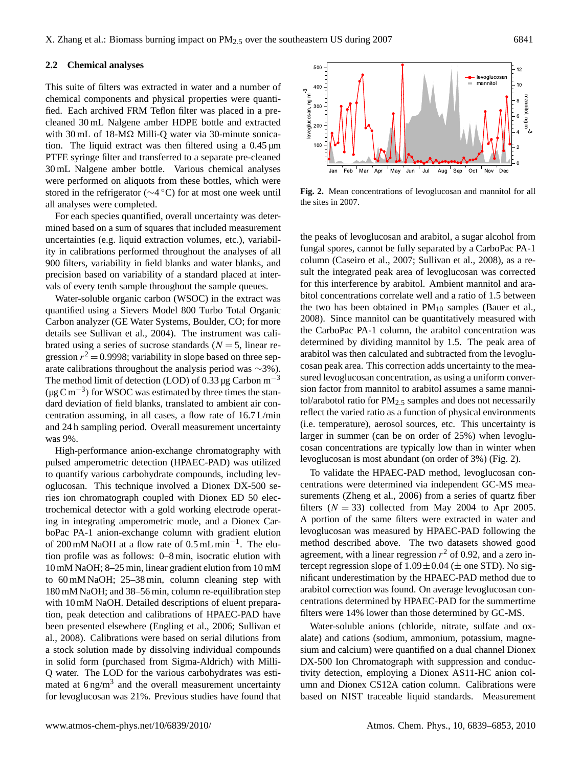### 2.2 Chemical analyses

This suite of filters was extracted in water and a number of chemical components and physical properties were quantified. Each archived FRM Teflon filter was placed in a pre-cleaned 30 mL Nalgene amber HDPE bottle and extracted with 30 mL of 18-MΩ Milli-Q water via 30-minute sonication. The liquid extract was then filtered using a 0.45 µm PTFE syringe filter and transferred to a separate pre-cleaned 30 mL Nalgene amber bottle. Various chemical analyses were performed on aliquots from these bottles, which were stored in the refrigerator (∼4 °C) for at most one week until all analyses were completed.

For each species quantified, overall uncertainty was determined based on a sum of squares that included measurement uncertainties (e.g. liquid extraction volumes, etc.), variability in calibrations performed throughout the analyses of all 900 filters, variability in field blanks and water blanks, and precision based on variability of a standard placed at intervals of every tenth sample throughout the sample queues.

Water-soluble organic carbon (WSOC) in the extract was quantified using a Sievers Model 800 Turbo Total Organic Carbon analyzer (GE Water Systems, Boulder, CO; for more details see Sullivan et al., 2004). The instrument was calibrated using a series of sucrose standards ($N = 5$, linear regression $r^2 = 0.9998$; variability in slope based on three separate calibrations throughout the analysis period was ∼3%). The method limit of detection (LOD) of 0.33 µg Carbon $m^{-3}$ (µg C $m^{-3}$) for WSOC was estimated by three times the standard deviation of field blanks, translated to ambient air concentration assuming, in all cases, a flow rate of 16.7 L/min and 24 h sampling period. Overall measurement uncertainty was 9%.

High-performance anion-exchange chromatography with pulsed amperometric detection (HPAEC-PAD) was utilized to quantify various carbohydrate compounds, including levoglucosan. This technique involved a Dionex DX-500 series ion chromatograph coupled with Dionex ED 50 electrochemical detector with a gold working electrode operating in integrating amperometric mode, and a Dionex CarboPac PA-1 anion-exchange column with gradient elution of 200 mM NaOH at a flow rate of 0.5 mL $min^{-1}$. The elution profile was as follows: 0–8 min, isocratic elution with 10 mM NaOH; 8–25 min, linear gradient elution from 10 mM to 60 mM NaOH; 25–38 min, column cleaning step with 180 mM NaOH; and 38–56 min, column re-equilibration step with 10 mM NaOH. Detailed descriptions of eluent preparation, peak detection and calibrations of HPAEC-PAD have been presented elsewhere (Engling et al., 2006; Sullivan et al., 2008). Calibrations were based on serial dilutions from a stock solution made by dissolving individual compounds in solid form (purchased from Sigma-Aldrich) with Milli-Q water. The LOD for the various carbohydrates was estimated at 6 ng/$m^3$ and the overall measurement uncertainty for levoglucosan was 21%. Previous studies have found that the peaks of levoglucosan and arabitol, a sugar alcohol from fungal spores, cannot be fully separated by a CarboPac PA-1 column (Caseiro et al., 2007; Sullivan et al., 2008), as a result the integrated peak area of levoglucosan was corrected for this interference by arabitol. Ambient mannitol and arabitol concentrations correlate well and a ratio of 1.5 between the two has been obtained in $PM_{10}$ samples (Bauer et al., 2008). Since mannitol can be quantitatively measured with the CarboPac PA-1 column, the arabitol concentration was determined by dividing mannitol by 1.5. The peak area of arabitol was then calculated and subtracted from the levoglucosan peak area. This correction adds uncertainty to the measured levoglucosan concentration, as using a uniform conversion factor from mannitol to arabitol assumes a same mannitol/arabotol ratio for $PM_{2.5}$ samples and does not necessarily reflect the varied ratio as a function of physical environments (i.e. temperature), aerosol sources, etc. This uncertainty is larger in summer (can be on order of 25%) when levoglucosan concentrations are typically low than in winter when levoglucosan is most abundant (on order of 3%) (Fig. 2).

**Fig. 2.** Mean concentrations of levoglucosan and mannitol for all the sites in 2007.

To validate the HPAEC-PAD method, levoglucosan concentrations were determined via independent GC-MS measurements (Zheng et al., 2006) from a series of quartz fiber filters ($N = 33$) collected from May 2004 to Apr 2005. A portion of the same filters were extracted in water and levoglucosan was measured by HPAEC-PAD following the method described above. The two datasets showed good agreement, with a linear regression $r^2$ of 0.92, and a zero intercept regression slope of $1.09 \pm 0.04$ (± one STD). No significant underestimation by the HPAEC-PAD method due to arabitol correction was found. On average levoglucosan concentrations determined by HPAEC-PAD for the summertime filters were 14% lower than those determined by GC-MS.

Water-soluble anions (chloride, nitrate, sulfate and oxalate) and cations (sodium, ammonium, potassium, magnesium and calcium) were quantified on a dual channel Dionex DX-500 Ion Chromatograph with suppression and conductivity detection, employing a Dionex AS11-HC anion column and Dionex CS12A cation column. Calibrations were based on NIST traceable liquid standards. Measurement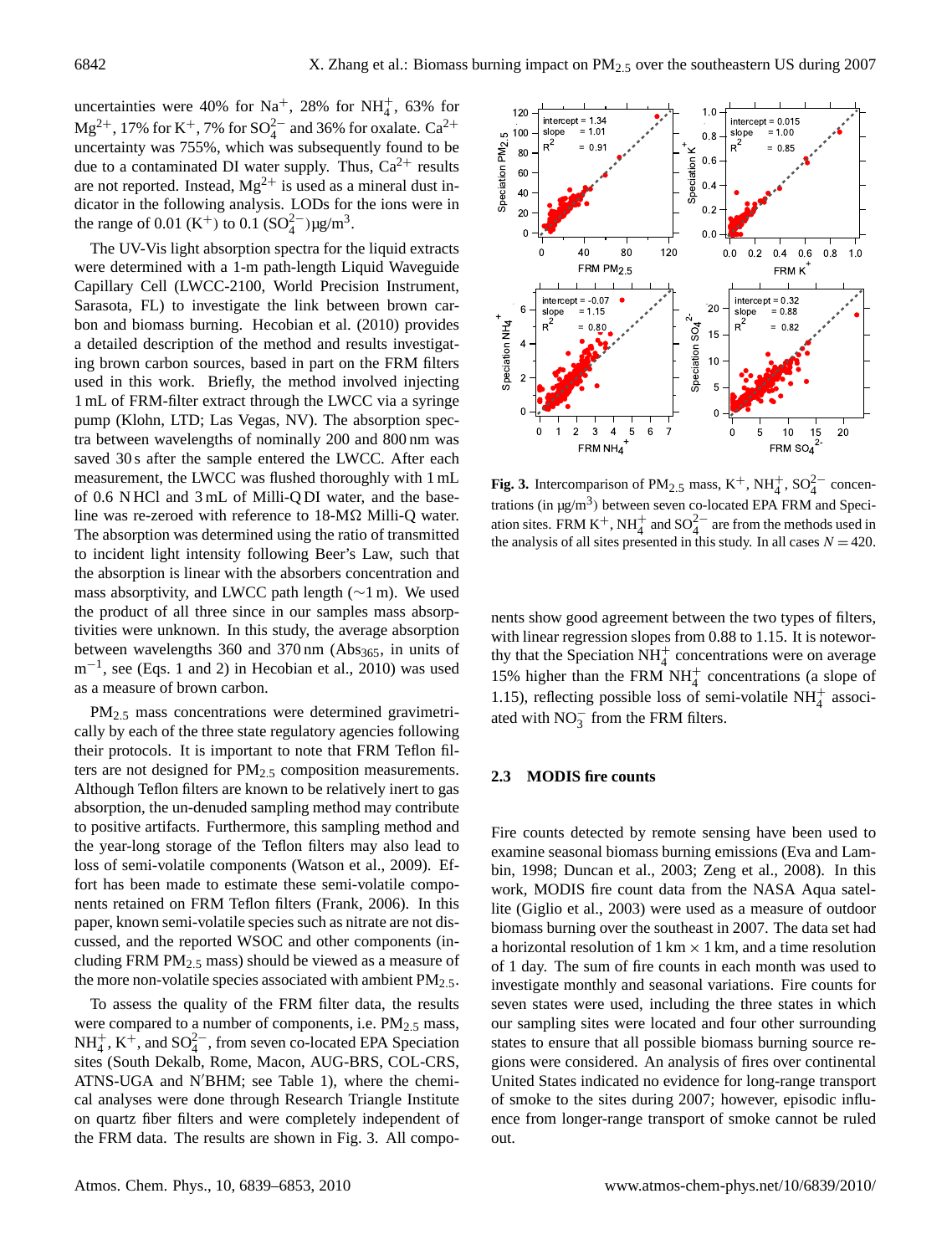uncertainties were 40% for $Na^+$, 28% for $NH_4^+$, 63% for $Mg^{2+}$, 17% for $K^+$, 7% for $SO_4^{2-}$ and 36% for oxalate. $Ca^{2+}$ uncertainty was 755%, which was subsequently found to be due to a contaminated DI water supply. Thus, $Ca^{2+}$ results are not reported. Instead, $Mg^{2+}$ is used as a mineral dust indicator in the following analysis. LODs for the ions were in the range of 0.01 ($K^+$) to 0.1 ($SO_4^{2-}$) $\mu g/m^3$.

The UV-Vis light absorption spectra for the liquid extracts were determined with a 1-m path-length Liquid Waveguide Capillary Cell (LWCC-2100, World Precision Instrument, Sarasota, FL) to investigate the link between brown carbon and biomass burning. Hecobian et al. (2010) provides a detailed description of the method and results investigating brown carbon sources, based in part on the FRM filters used in this work. Briefly, the method involved injecting 1 mL of FRM-filter extract through the LWCC via a syringe pump (Klohn, LTD; Las Vegas, NV). The absorption spectra between wavelengths of nominally 200 and 800 nm was saved 30 s after the sample entered the LWCC. After each measurement, the LWCC was flushed thoroughly with 1 mL of 0.6 N HCl and 3 mL of Milli-Q DI water, and the baseline was re-zeroed with reference to 18-MΩ Milli-Q water. The absorption was determined using the ratio of transmitted to incident light intensity following Beer's Law, such that the absorption is linear with the absorbers concentration and mass absorptivity, and LWCC path length (∼1 m). We used the product of all three since in our samples mass absorptivities were unknown. In this study, the average absorption between wavelengths 360 and 370 nm ($Abs_{365}$, in units of $m^{-1}$, see (Eqs. 1 and 2) in Hecobian et al., 2010) was used as a measure of brown carbon.

$PM_{2.5}$ mass concentrations were determined gravimetrically by each of the three state regulatory agencies following their protocols. It is important to note that FRM Teflon filters are not designed for $PM_{2.5}$ composition measurements. Although Teflon filters are known to be relatively inert to gas absorption, the un-denuded sampling method may contribute to positive artifacts. Furthermore, this sampling method and the year-long storage of the Teflon filters may also lead to loss of semi-volatile components (Watson et al., 2009). Effort has been made to estimate these semi-volatile components retained on FRM Teflon filters (Frank, 2006). In this paper, known semi-volatile species such as nitrate are not discussed, and the reported WSOC and other components (including FRM $PM_{2.5}$ mass) should be viewed as a measure of the more non-volatile species associated with ambient $PM_{2.5}$.

To assess the quality of the FRM filter data, the results were compared to a number of components, i.e. $PM_{2.5}$ mass, $NH_4^+$, $K^+$, and $SO_4^{2-}$, from seven co-located EPA Speciation sites (South Dekalb, Rome, Macon, AUG-BRS, COL-CRS, ATNS-UGA and N′BHM; see Table 1), where the chemical analyses were done through Research Triangle Institute on quartz fiber filters and were completely independent of the FRM data. The results are shown in Fig. 3. All components show good agreement between the two types of filters, with linear regression slopes from 0.88 to 1.15. It is noteworthy that the Speciation $NH_4^+$ concentrations were on average 15% higher than the FRM $NH_4^+$ concentrations (a slope of 1.15), reflecting possible loss of semi-volatile $NH_4^+$ associated with $NO_3^-$ from the FRM filters.

**Fig. 3.** Intercomparison of $PM_{2.5}$ mass, $K^+$, $NH_4^+$, $SO_4^{2-}$ concentrations (in $\mu g/m^3$) between seven co-located EPA FRM and Speciation sites. FRM $K^+$, $NH_4^+$ and $SO_4^{2-}$ are from the methods used in the analysis of all sites presented in this study. In all cases $N = 420$.

## 2.3 MODIS fire counts

Fire counts detected by remote sensing have been used to examine seasonal biomass burning emissions (Eva and Lambin, 1998; Duncan et al., 2003; Zeng et al., 2008). In this work, MODIS fire count data from the NASA Aqua satellite (Giglio et al., 2003) were used as a measure of outdoor biomass burning over the southeast in 2007. The data set had a horizontal resolution of 1 km × 1 km, and a time resolution of 1 day. The sum of fire counts in each month was used to investigate monthly and seasonal variations. Fire counts for seven states were used, including the three states in which our sampling sites were located and four other surrounding states to ensure that all possible biomass burning source regions were considered. An analysis of fires over continental United States indicated no evidence for long-range transport of smoke to the sites during 2007; however, episodic influence from longer-range transport of smoke cannot be ruled out.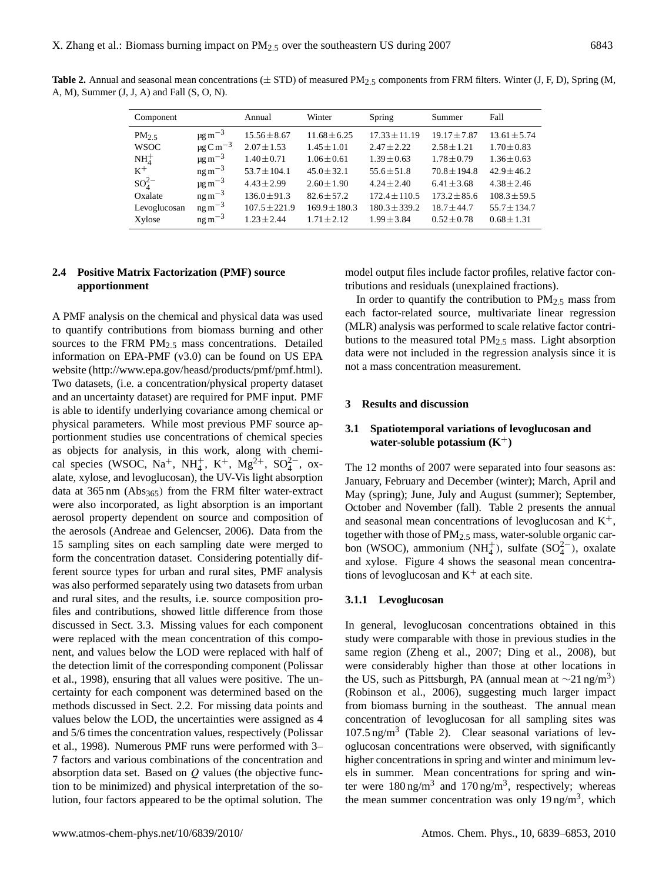**Table 2.** Annual and seasonal mean concentrations (± STD) of measured $PM_{2.5}$ components from FRM filters. Winter (J, F, D), Spring (M, A, M), Summer (J, J, A) and Fall (S, O, N).

| Component | | Annual | Winter | Spring | Summer | Fall |
|---|---|---|---|---|---|---|
| $PM_{2.5}$ | $\mu g\,m^{-3}$ | $15.56 \pm 8.67$ | $11.68 \pm 6.25$ | $17.33 \pm 11.19$ | $19.17 \pm 7.87$ | $13.61 \pm 5.74$ |
| WSOC | $\mu g\,C\,m^{-3}$ | $2.07 \pm 1.53$ | $1.45 \pm 1.01$ | $2.47 \pm 2.22$ | $2.58 \pm 1.21$ | $1.70 \pm 0.83$ |
| $NH_4^+$ | $\mu g\,m^{-3}$ | $1.40 \pm 0.71$ | $1.06 \pm 0.61$ | $1.39 \pm 0.63$ | $1.78 \pm 0.79$ | $1.36 \pm 0.63$ |
| $K^+$ | $ng\,m^{-3}$ | $53.7 \pm 104.1$ | $45.0 \pm 32.1$ | $55.6 \pm 51.8$ | $70.8 \pm 194.8$ | $42.9 \pm 46.2$ |
| $SO_4^{2-}$ | $\mu g\,m^{-3}$ | $4.43 \pm 2.99$ | $2.60 \pm 1.90$ | $4.24 \pm 2.40$ | $6.41 \pm 3.68$ | $4.38 \pm 2.46$ |
| Oxalate | $ng\,m^{-3}$ | $136.0 \pm 91.3$ | $82.6 \pm 57.2$ | $172.4 \pm 110.5$ | $173.2 \pm 85.6$ | $108.3 \pm 59.5$ |
| Levoglucosan | $ng\,m^{-3}$ | $107.5 \pm 221.9$ | $169.9 \pm 180.3$ | $180.3 \pm 339.2$ | $18.7 \pm 44.7$ | $55.7 \pm 134.7$ |
| Xylose | $ng\,m^{-3}$ | $1.23 \pm 2.44$ | $1.71 \pm 2.12$ | $1.99 \pm 3.84$ | $0.52 \pm 0.78$ | $0.68 \pm 1.31$ |

### 2.4 Positive Matrix Factorization (PMF) source apportionment

A PMF analysis on the chemical and physical data was used to quantify contributions from biomass burning and other sources to the FRM $PM_{2.5}$ mass concentrations. Detailed information on EPA-PMF (v3.0) can be found on US EPA website (http://www.epa.gov/heasd/products/pmf/pmf.html). Two datasets, (i.e. a concentration/physical property dataset and an uncertainty dataset) are required for PMF input. PMF is able to identify underlying covariance among chemical or physical parameters. While most previous PMF source apportionment studies use concentrations of chemical species as objects for analysis, in this work, along with chemical species (WSOC, $Na^+$, $NH_4^+$, $K^+$, $Mg^{2+}$, $SO_4^{2-}$, oxalate, xylose, and levoglucosan), the UV-Vis light absorption data at 365 nm ($Abs_{365}$) from the FRM filter water-extract were also incorporated, as light absorption is an important aerosol property dependent on source and composition of the aerosols (Andreae and Gelencser, 2006). Data from the 15 sampling sites on each sampling date were merged to form the concentration dataset. Considering potentially different source types for urban and rural sites, PMF analysis was also performed separately using two datasets from urban and rural sites, and the results, i.e. source composition profiles and contributions, showed little difference from those discussed in Sect. 3.3. Missing values for each component were replaced with the mean concentration of this component, and values below the LOD were replaced with half of the detection limit of the corresponding component (Polissar et al., 1998), ensuring that all values were positive. The uncertainty for each component was determined based on the methods discussed in Sect. 2.2. For missing data points and values below the LOD, the uncertainties were assigned as 4 and 5/6 times the concentration values, respectively (Polissar et al., 1998). Numerous PMF runs were performed with 3–7 factors and various combinations of the concentration and absorption data set. Based on $Q$ values (the objective function to be minimized) and physical interpretation of the solution, four factors appeared to be the optimal solution. The model output files include factor profiles, relative factor contributions and residuals (unexplained fractions).

In order to quantify the contribution to $PM_{2.5}$ mass from each factor-related source, multivariate linear regression (MLR) analysis was performed to scale relative factor contributions to the measured total $PM_{2.5}$ mass. Light absorption data were not included in the regression analysis since it is not a mass concentration measurement.

## 3 Results and discussion

### 3.1 Spatiotemporal variations of levoglucosan and water-soluble potassium ($K^+$)

The 12 months of 2007 were separated into four seasons as: January, February and December (winter); March, April and May (spring); June, July and August (summer); September, October and November (fall). Table 2 presents the annual and seasonal mean concentrations of levoglucosan and $K^+$, together with those of $PM_{2.5}$ mass, water-soluble organic carbon (WSOC), ammonium ($NH_4^+$), sulfate ($SO_4^{2-}$), oxalate and xylose. Figure 4 shows the seasonal mean concentrations of levoglucosan and $K^+$ at each site.

#### 3.1.1 Levoglucosan

In general, levoglucosan concentrations obtained in this study were comparable with those in previous studies in the same region (Zheng et al., 2007; Ding et al., 2008), but were considerably higher than those at other locations in the US, such as Pittsburgh, PA (annual mean at $\sim$21 ng/m$^3$) (Robinson et al., 2006), suggesting much larger impact from biomass burning in the southeast. The annual mean concentration of levoglucosan for all sampling sites was 107.5 ng/m$^3$ (Table 2). Clear seasonal variations of levoglucosan concentrations were observed, with significantly higher concentrations in spring and winter and minimum levels in summer. Mean concentrations for spring and winter were 180 ng/m$^3$ and 170 ng/m$^3$, respectively; whereas the mean summer concentration was only 19 ng/m$^3$, which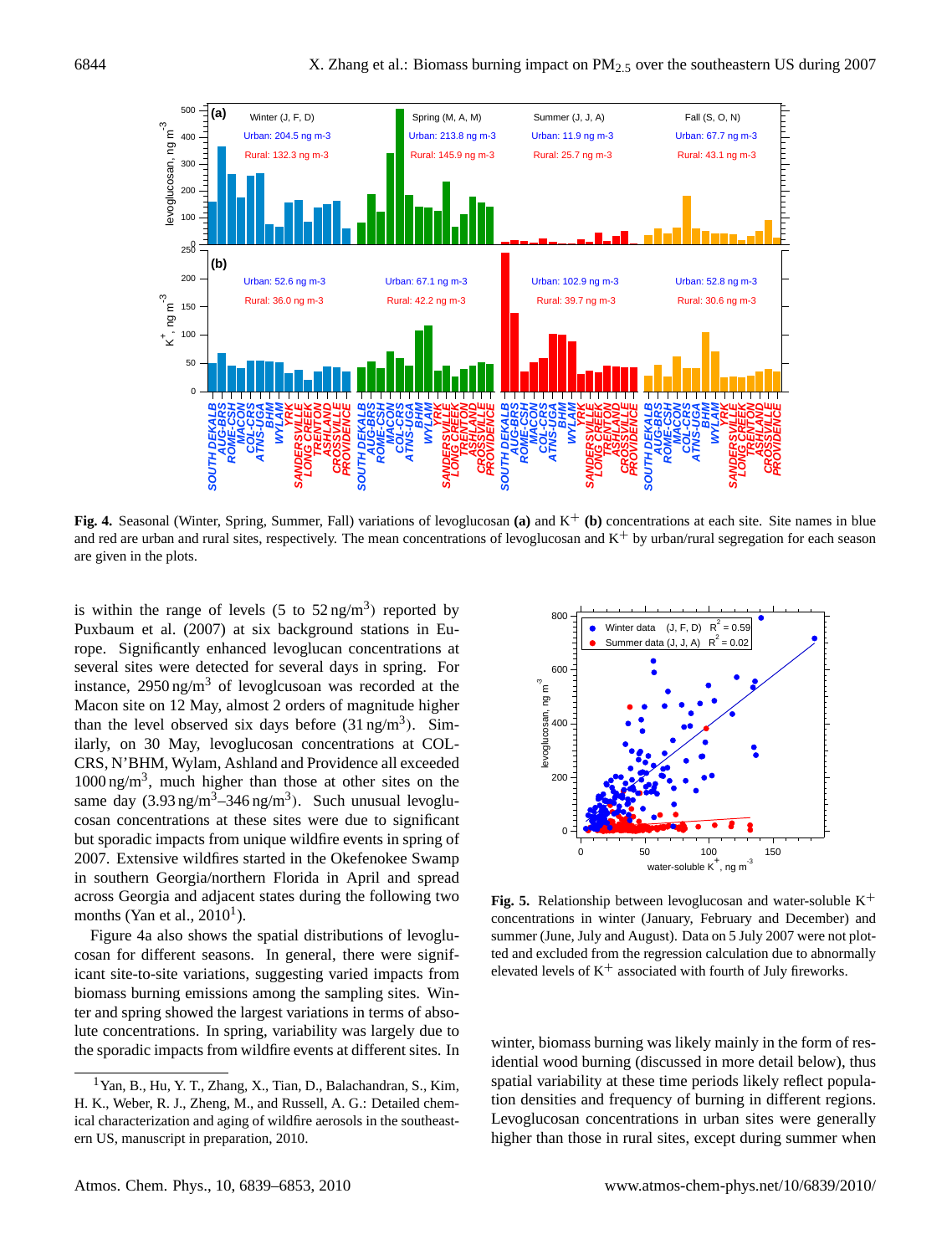**Fig. 4.** Seasonal (Winter, Spring, Summer, Fall) variations of levoglucosan **(a)** and $K^+$ **(b)** concentrations at each site. Site names in blue and red are urban and rural sites, respectively. The mean concentrations of levoglucosan and $K^+$ by urban/rural segregation for each season are given in the plots.

is within the range of levels (5 to 52 ng/m$^3$) reported by Puxbaum et al. (2007) at six background stations in Europe. Significantly enhanced levoglucan concentrations at several sites were detected for several days in spring. For instance, 2950 ng/m$^3$ of levoglcusoan was recorded at the Macon site on 12 May, almost 2 orders of magnitude higher than the level observed six days before (31 ng/m$^3$). Similarly, on 30 May, levoglucosan concentrations at COL-CRS, N'BHM, Wylam, Ashland and Providence all exceeded 1000 ng/m$^3$, much higher than those at other sites on the same day (3.93 ng/m$^3$–346 ng/m$^3$). Such unusual levoglucosan concentrations at these sites were due to significant but sporadic impacts from unique wildfire events in spring of 2007. Extensive wildfires started in the Okefenokee Swamp in southern Georgia/northern Florida in April and spread across Georgia and adjacent states during the following two months (Yan et al., 2010[1]).

Figure 4a also shows the spatial distributions of levoglucosan for different seasons. In general, there were significant site-to-site variations, suggesting varied impacts from biomass burning emissions among the sampling sites. Winter and spring showed the largest variations in terms of absolute concentrations. In spring, variability was largely due to the sporadic impacts from wildfire events at different sites. In winter, biomass burning was likely mainly in the form of residential wood burning (discussed in more detail below), thus spatial variability at these time periods likely reflect population densities and frequency of burning in different regions. Levoglucosan concentrations in urban sites were generally higher than those in rural sites, except during summer when

**Fig. 5.** Relationship between levoglucosan and water-soluble $K^+$ concentrations in winter (January, February and December) and summer (June, July and August). Data on 5 July 2007 were not plotted and excluded from the regression calculation due to abnormally elevated levels of $K^+$ associated with fourth of July fireworks.

[1] Yan, B., Hu, Y. T., Zhang, X., Tian, D., Balachandran, S., Kim, H. K., Weber, R. J., Zheng, M., and Russell, A. G.: Detailed chemical characterization and aging of wildfire aerosols in the southeastern US, manuscript in preparation, 2010.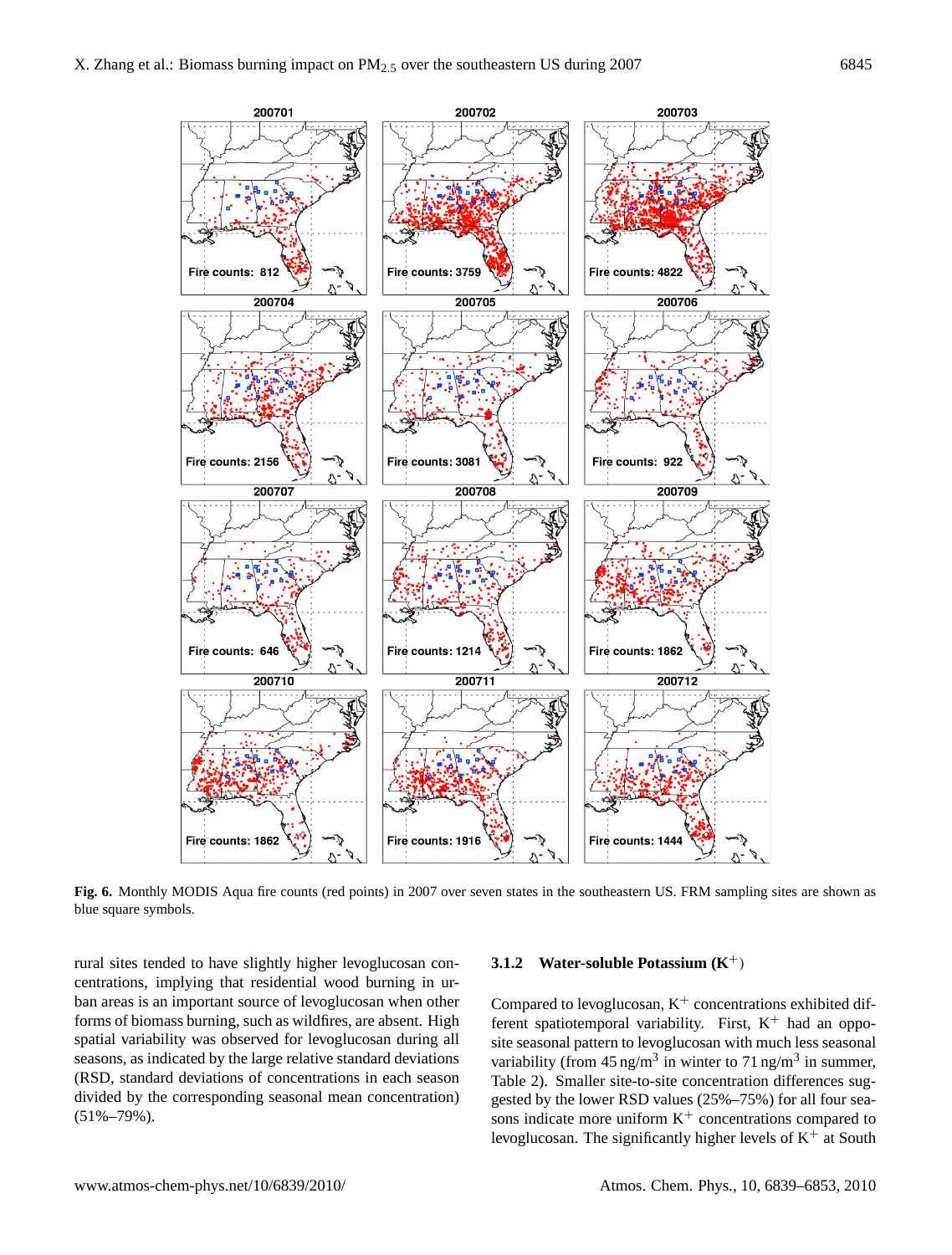**Fig. 6.** Monthly MODIS Aqua fire counts (red points) in 2007 over seven states in the southeastern US. FRM sampling sites are shown as blue square symbols.

rural sites tended to have slightly higher levoglucosan concentrations, implying that residential wood burning in urban areas is an important source of levoglucosan when other forms of biomass burning, such as wildfires, are absent. High spatial variability was observed for levoglucosan during all seasons, as indicated by the large relative standard deviations (RSD, standard deviations of concentrations in each season divided by the corresponding seasonal mean concentration) (51%–79%).

### 3.1.2 Water-soluble Potassium ($K^+$)

Compared to levoglucosan, $K^+$ concentrations exhibited different spatiotemporal variability. First, $K^+$ had an opposite seasonal pattern to levoglucosan with much less seasonal variability (from 45 ng/m$^3$ in winter to 71 ng/m$^3$ in summer, Table 2). Smaller site-to-site concentration differences suggested by the lower RSD values (25%–75%) for all four seasons indicate more uniform $K^+$ concentrations compared to levoglucosan. The significantly higher levels of $K^+$ at South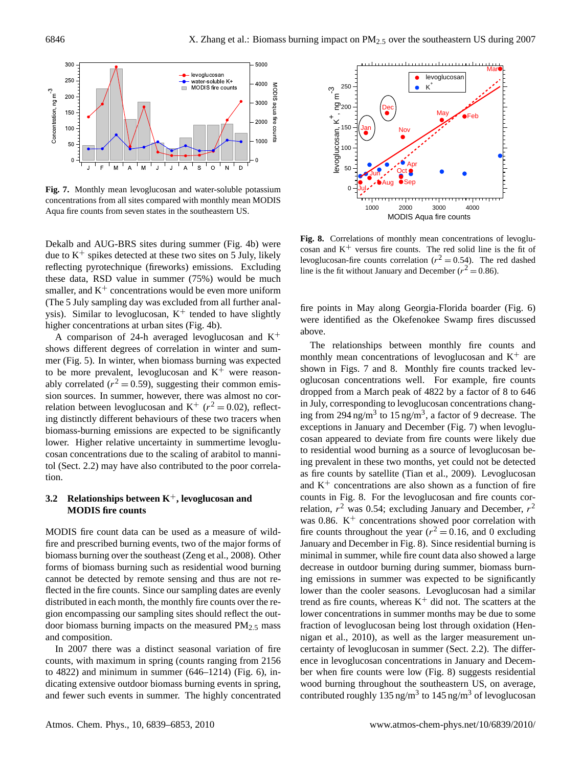Fig. 7. Monthly mean levoglucosan and water-soluble potassium concentrations from all sites compared with monthly mean MODIS Aqua fire counts from seven states in the southeastern US.

Fig. 8. Correlations of monthly mean concentrations of levoglucosan and $K^+$ versus fire counts. The red solid line is the fit of levoglucosan-fire counts correlation ($r^2 = 0.54$). The red dashed line is the fit without January and December ($r^2 = 0.86$).

Dekalb and AUG-BRS sites during summer (Fig. 4b) were due to $K^+$ spikes detected at these two sites on 5 July, likely reflecting pyrotechnique (fireworks) emissions. Excluding these data, RSD value in summer (75%) would be much smaller, and $K^+$ concentrations would be even more uniform (The 5 July sampling day was excluded from all further analysis). Similar to levoglucosan, $K^+$ tended to have slightly higher concentrations at urban sites (Fig. 4b).

A comparison of 24-h averaged levoglucosan and $K^+$ shows different degrees of correlation in winter and summer (Fig. 5). In winter, when biomass burning was expected to be more prevalent, levoglucosan and $K^+$ were reasonably correlated ($r^2 = 0.59$), suggesting their common emission sources. In summer, however, there was almost no correlation between levoglucosan and $K^+$ ($r^2 = 0.02$), reflecting distinctly different behaviours of these two tracers when biomass-burning emissions are expected to be significantly lower. Higher relative uncertainty in summertime levoglucosan concentrations due to the scaling of arabitol to mannitol (Sect. 2.2) may have also contributed to the poor correlation.

### 3.2 Relationships between $K^+$, levoglucosan and MODIS fire counts

MODIS fire count data can be used as a measure of wildfire and prescribed burning events, two of the major forms of biomass burning over the southeast (Zeng et al., 2008). Other forms of biomass burning such as residential wood burning cannot be detected by remote sensing and thus are not reflected in the fire counts. Since our sampling dates are evenly distributed in each month, the monthly fire counts over the region encompassing our sampling sites should reflect the outdoor biomass burning impacts on the measured $PM_{2.5}$ mass and composition.

In 2007 there was a distinct seasonal variation of fire counts, with maximum in spring (counts ranging from 2156 to 4822) and minimum in summer (646–1214) (Fig. 6), indicating extensive outdoor biomass burning events in spring, and fewer such events in summer. The highly concentrated fire points in May along Georgia-Florida boarder (Fig. 6) were identified as the Okefenokee Swamp fires discussed above.

The relationships between monthly fire counts and monthly mean concentrations of levoglucosan and $K^+$ are shown in Figs. 7 and 8. Monthly fire counts tracked levoglucosan concentrations well. For example, fire counts dropped from a March peak of 4822 by a factor of 8 to 646 in July, corresponding to levoglucosan concentrations changing from 294 $ng/m^3$ to 15 $ng/m^3$, a factor of 9 decrease. The exceptions in January and December (Fig. 7) when levoglucosan appeared to deviate from fire counts were likely due to residential wood burning as a source of levoglucosan being prevalent in these two months, yet could not be detected as fire counts by satellite (Tian et al., 2009). Levoglucosan and $K^+$ concentrations are also shown as a function of fire counts in Fig. 8. For the levoglucosan and fire counts correlation, $r^2$ was 0.54; excluding January and December, $r^2$ was 0.86. $K^+$ concentrations showed poor correlation with fire counts throughout the year ($r^2 = 0.16$, and 0 excluding January and December in Fig. 8). Since residential burning is minimal in summer, while fire count data also showed a large decrease in outdoor burning during summer, biomass burning emissions in summer was expected to be significantly lower than the cooler seasons. Levoglucosan had a similar trend as fire counts, whereas $K^+$ did not. The scatters at the lower concentrations in summer months may be due to some fraction of levoglucosan being lost through oxidation (Hennigan et al., 2010), as well as the larger measurement uncertainty of levoglucosan in summer (Sect. 2.2). The difference in levoglucosan concentrations in January and December when fire counts were low (Fig. 8) suggests residential wood burning throughout the southeastern US, on average, contributed roughly 135 $ng/m^3$ to 145 $ng/m^3$ of levoglucosan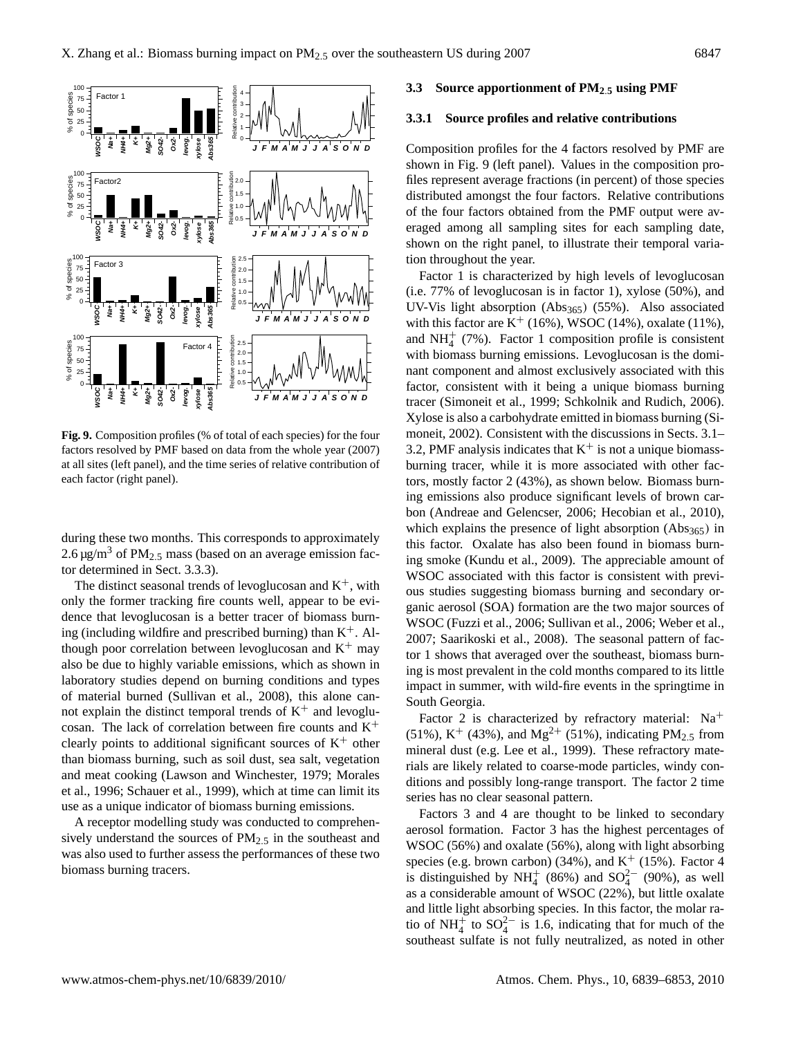**Fig. 9.** Composition profiles (% of total of each species) for the four factors resolved by PMF based on data from the whole year (2007) at all sites (left panel), and the time series of relative contribution of each factor (right panel).

during these two months. This corresponds to approximately 2.6 µg/m$^3$ of $PM_{2.5}$ mass (based on an average emission factor determined in Sect. 3.3.3).

The distinct seasonal trends of levoglucosan and $K^+$, with only the former tracking fire counts well, appear to be evidence that levoglucosan is a better tracer of biomass burning (including wildfire and prescribed burning) than $K^+$. Although poor correlation between levoglucosan and $K^+$ may also be due to highly variable emissions, which as shown in laboratory studies depend on burning conditions and types of material burned (Sullivan et al., 2008), this alone cannot explain the distinct temporal trends of $K^+$ and levoglucosan. The lack of correlation between fire counts and $K^+$ clearly points to additional significant sources of $K^+$ other than biomass burning, such as soil dust, sea salt, vegetation and meat cooking (Lawson and Winchester, 1979; Morales et al., 1996; Schauer et al., 1999), which at time can limit its use as a unique indicator of biomass burning emissions.

A receptor modelling study was conducted to comprehensively understand the sources of $PM_{2.5}$ in the southeast and was also used to further assess the performances of these two biomass burning tracers.

### 3.3 Source apportionment of $PM_{2.5}$ using PMF

#### 3.3.1 Source profiles and relative contributions

Composition profiles for the 4 factors resolved by PMF are shown in Fig. 9 (left panel). Values in the composition profiles represent average fractions (in percent) of those species distributed amongst the four factors. Relative contributions of the four factors obtained from the PMF output were averaged among all sampling sites for each sampling date, shown on the right panel, to illustrate their temporal variation throughout the year.

Factor 1 is characterized by high levels of levoglucosan (i.e. 77% of levoglucosan is in factor 1), xylose (50%), and UV-Vis light absorption ($Abs_{365}$) (55%). Also associated with this factor are $K^+$ (16%), WSOC (14%), oxalate (11%), and $NH_4^+$ (7%). Factor 1 composition profile is consistent with biomass burning emissions. Levoglucosan is the dominant component and almost exclusively associated with this factor, consistent with it being a unique biomass burning tracer (Simoneit et al., 1999; Schkolnik and Rudich, 2006). Xylose is also a carbohydrate emitted in biomass burning (Simoneit, 2002). Consistent with the discussions in Sects. 3.1–3.2, PMF analysis indicates that $K^+$ is not a unique biomass-burning tracer, while it is more associated with other factors, mostly factor 2 (43%), as shown below. Biomass burning emissions also produce significant levels of brown carbon (Andreae and Gelencser, 2006; Hecobian et al., 2010), which explains the presence of light absorption ($Abs_{365}$) in this factor. Oxalate has also been found in biomass burning smoke (Kundu et al., 2009). The appreciable amount of WSOC associated with this factor is consistent with previous studies suggesting biomass burning and secondary organic aerosol (SOA) formation are the two major sources of WSOC (Fuzzi et al., 2006; Sullivan et al., 2006; Weber et al., 2007; Saarikoski et al., 2008). The seasonal pattern of factor 1 shows that averaged over the southeast, biomass burning is most prevalent in the cold months compared to its little impact in summer, with wild-fire events in the springtime in South Georgia.

Factor 2 is characterized by refractory material: $Na^+$ (51%), $K^+$ (43%), and $Mg^{2+}$ (51%), indicating $PM_{2.5}$ from mineral dust (e.g. Lee et al., 1999). These refractory materials are likely related to coarse-mode particles, windy conditions and possibly long-range transport. The factor 2 time series has no clear seasonal pattern.

Factors 3 and 4 are thought to be linked to secondary aerosol formation. Factor 3 has the highest percentages of WSOC (56%) and oxalate (56%), along with light absorbing species (e.g. brown carbon) (34%), and $K^+$ (15%). Factor 4 is distinguished by $NH_4^+$ (86%) and $SO_4^{2-}$ (90%), as well as a considerable amount of WSOC (22%), but little oxalate and little light absorbing species. In this factor, the molar ratio of $NH_4^+$ to $SO_4^{2-}$ is 1.6, indicating that for much of the southeast sulfate is not fully neutralized, as noted in other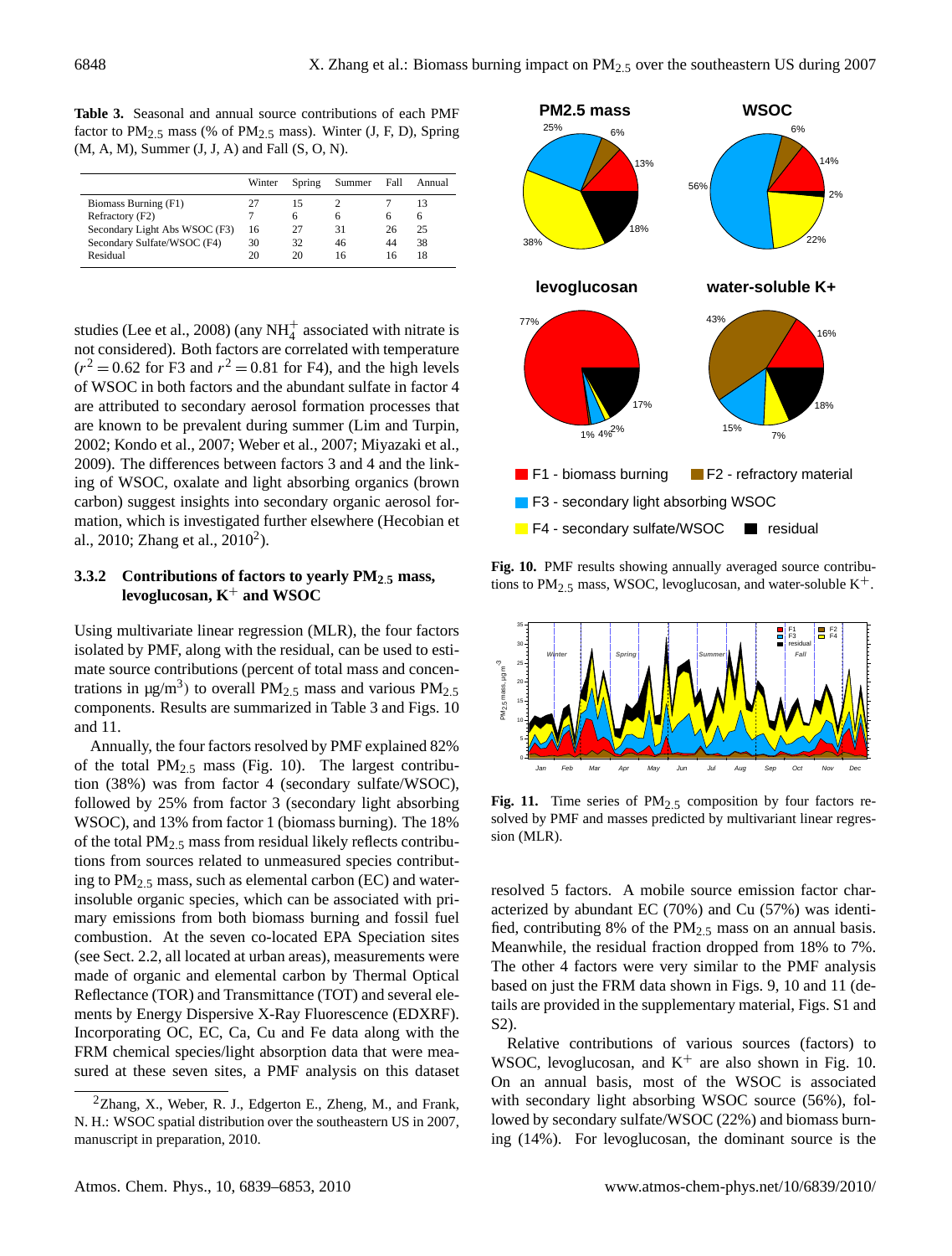**Table 3.** Seasonal and annual source contributions of each PMF factor to $PM_{2.5}$ mass (% of $PM_{2.5}$ mass). Winter (J, F, D), Spring (M, A, M), Summer (J, J, A) and Fall (S, O, N).

| | Winter | Spring | Summer | Fall | Annual |
|---|---|---|---|---|---|
| Biomass Burning (F1) | 27 | 15 | 2 | 7 | 13 |
| Refractory (F2) | 7 | 6 | 6 | 6 | 6 |
| Secondary Light Abs WSOC (F3) | 16 | 27 | 31 | 26 | 25 |
| Secondary Sulfate/WSOC (F4) | 30 | 32 | 46 | 44 | 38 |
| Residual | 20 | 20 | 16 | 16 | 18 |

studies (Lee et al., 2008) (any $NH_4^+$ associated with nitrate is not considered). Both factors are correlated with temperature ($r^2 = 0.62$ for F3 and $r^2 = 0.81$ for F4), and the high levels of WSOC in both factors and the abundant sulfate in factor 4 are attributed to secondary aerosol formation processes that are known to be prevalent during summer (Lim and Turpin, 2002; Kondo et al., 2007; Weber et al., 2007; Miyazaki et al., 2009). The differences between factors 3 and 4 and the linking of WSOC, oxalate and light absorbing organics (brown carbon) suggest insights into secondary organic aerosol formation, which is investigated further elsewhere (Hecobian et al., 2010; Zhang et al., 2010[2]).

### 3.3.2 Contributions of factors to yearly $PM_{2.5}$ mass, levoglucosan, $K^+$ and WSOC

Using multivariate linear regression (MLR), the four factors isolated by PMF, along with the residual, can be used to estimate source contributions (percent of total mass and concentrations in $\mu g/m^3$) to overall $PM_{2.5}$ mass and various $PM_{2.5}$ components. Results are summarized in Table 3 and Figs. 10 and 11.

Annually, the four factors resolved by PMF explained 82% of the total $PM_{2.5}$ mass (Fig. 10). The largest contribution (38%) was from factor 4 (secondary sulfate/WSOC), followed by 25% from factor 3 (secondary light absorbing WSOC), and 13% from factor 1 (biomass burning). The 18% of the total $PM_{2.5}$ mass from residual likely reflects contributions from sources related to unmeasured species contributing to $PM_{2.5}$ mass, such as elemental carbon (EC) and water-insoluble organic species, which can be associated with primary emissions from both biomass burning and fossil fuel combustion. At the seven co-located EPA Speciation sites (see Sect. 2.2, all located at urban areas), measurements were made of organic and elemental carbon by Thermal Optical Reflectance (TOR) and Transmittance (TOT) and several elements by Energy Dispersive X-Ray Fluorescence (EDXRF). Incorporating OC, EC, Ca, Cu and Fe data along with the FRM chemical species/light absorption data that were measured at these seven sites, a PMF analysis on this dataset resolved 5 factors. A mobile source emission factor characterized by abundant EC (70%) and Cu (57%) was identified, contributing 8% of the $PM_{2.5}$ mass on an annual basis. Meanwhile, the residual fraction dropped from 18% to 7%. The other 4 factors were very similar to the PMF analysis based on just the FRM data shown in Figs. 9, 10 and 11 (details are provided in the supplementary material, Figs. S1 and S2).

**Fig. 10.** PMF results showing annually averaged source contributions to $PM_{2.5}$ mass, WSOC, levoglucosan, and water-soluble $K^+$.

**Fig. 11.** Time series of $PM_{2.5}$ composition by four factors resolved by PMF and masses predicted by multivariant linear regression (MLR).

Relative contributions of various sources (factors) to WSOC, levoglucosan, and $K^+$ are also shown in Fig. 10. On an annual basis, most of the WSOC is associated with secondary light absorbing WSOC source (56%), followed by secondary sulfate/WSOC (22%) and biomass burning (14%). For levoglucosan, the dominant source is the

[2]Zhang, X., Weber, R. J., Edgerton E., Zheng, M., and Frank, N. H.: WSOC spatial distribution over the southeastern US in 2007, manuscript in preparation, 2010.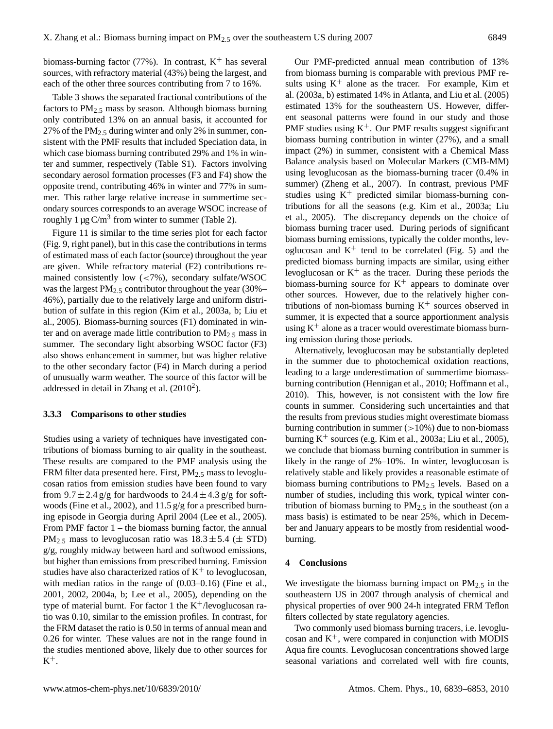biomass-burning factor (77%). In contrast, $K^+$ has several sources, with refractory material (43%) being the largest, and each of the other three sources contributing from 7 to 16%.

Table 3 shows the separated fractional contributions of the factors to $PM_{2.5}$ mass by season. Although biomass burning only contributed 13% on an annual basis, it accounted for 27% of the $PM_{2.5}$ during winter and only 2% in summer, consistent with the PMF results that included Speciation data, in which case biomass burning contributed 29% and 1% in winter and summer, respectively (Table S1). Factors involving secondary aerosol formation processes (F3 and F4) show the opposite trend, contributing 46% in winter and 77% in summer. This rather large relative increase in summertime secondary sources corresponds to an average WSOC increase of roughly 1 µg C/m$^3$ from winter to summer (Table 2).

Figure 11 is similar to the time series plot for each factor (Fig. 9, right panel), but in this case the contributions in terms of estimated mass of each factor (source) throughout the year are given. While refractory material (F2) contributions remained consistently low (<7%), secondary sulfate/WSOC was the largest $PM_{2.5}$ contributor throughout the year (30%–46%), partially due to the relatively large and uniform distribution of sulfate in this region (Kim et al., 2003a, b; Liu et al., 2005). Biomass-burning sources (F1) dominated in winter and on average made little contribution to $PM_{2.5}$ mass in summer. The secondary light absorbing WSOC factor (F3) also shows enhancement in summer, but was higher relative to the other secondary factor (F4) in March during a period of unusually warm weather. The source of this factor will be addressed in detail in Zhang et al. (2010[2]).

### 3.3.3 Comparisons to other studies

Studies using a variety of techniques have investigated contributions of biomass burning to air quality in the southeast. These results are compared to the PMF analysis using the FRM filter data presented here. First, $PM_{2.5}$ mass to levoglucosan ratios from emission studies have been found to vary from $9.7 \pm 2.4$ g/g for hardwoods to $24.4 \pm 4.3$ g/g for softwoods (Fine et al., 2002), and 11.5 g/g for a prescribed burning episode in Georgia during April 2004 (Lee et al., 2005). From PMF factor 1 – the biomass burning factor, the annual $PM_{2.5}$ mass to levoglucosan ratio was $18.3 \pm 5.4$ ($\pm$ STD) g/g, roughly midway between hard and softwood emissions, but higher than emissions from prescribed burning. Emission studies have also characterized ratios of $K^+$ to levoglucosan, with median ratios in the range of (0.03–0.16) (Fine et al., 2001, 2002, 2004a, b; Lee et al., 2005), depending on the type of material burnt. For factor 1 the $K^+$/levoglucosan ratio was 0.10, similar to the emission profiles. In contrast, for the FRM dataset the ratio is 0.50 in terms of annual mean and 0.26 for winter. These values are not in the range found in the studies mentioned above, likely due to other sources for $K^+$.

Our PMF-predicted annual mean contribution of 13% from biomass burning is comparable with previous PMF results using $K^+$ alone as the tracer. For example, Kim et al. (2003a, b) estimated 14% in Atlanta, and Liu et al. (2005) estimated 13% for the southeastern US. However, different seasonal patterns were found in our study and those PMF studies using $K^+$. Our PMF results suggest significant biomass burning contribution in winter (27%), and a small impact (2%) in summer, consistent with a Chemical Mass Balance analysis based on Molecular Markers (CMB-MM) using levoglucosan as the biomass-burning tracer (0.4% in summer) (Zheng et al., 2007). In contrast, previous PMF studies using $K^+$ predicted similar biomass-burning contributions for all the seasons (e.g. Kim et al., 2003a; Liu et al., 2005). The discrepancy depends on the choice of biomass burning tracer used. During periods of significant biomass burning emissions, typically the colder months, levoglucosan and $K^+$ tend to be correlated (Fig. 5) and the predicted biomass burning impacts are similar, using either levoglucosan or $K^+$ as the tracer. During these periods the biomass-burning source for $K^+$ appears to dominate over other sources. However, due to the relatively higher contributions of non-biomass burning $K^+$ sources observed in summer, it is expected that a source apportionment analysis using $K^+$ alone as a tracer would overestimate biomass burning emission during those periods.

Alternatively, levoglucosan may be substantially depleted in the summer due to photochemical oxidation reactions, leading to a large underestimation of summertime biomass-burning contribution (Hennigan et al., 2010; Hoffmann et al., 2010). This, however, is not consistent with the low fire counts in summer. Considering such uncertainties and that the results from previous studies might overestimate biomass burning contribution in summer (>10%) due to non-biomass burning $K^+$ sources (e.g. Kim et al., 2003a; Liu et al., 2005), we conclude that biomass burning contribution in summer is likely in the range of 2%–10%. In winter, levoglucosan is relatively stable and likely provides a reasonable estimate of biomass burning contributions to $PM_{2.5}$ levels. Based on a number of studies, including this work, typical winter contribution of biomass burning to $PM_{2.5}$ in the southeast (on a mass basis) is estimated to be near 25%, which in December and January appears to be mostly from residential wood-burning.

## 4 Conclusions

We investigate the biomass burning impact on $PM_{2.5}$ in the southeastern US in 2007 through analysis of chemical and physical properties of over 900 24-h integrated FRM Teflon filters collected by state regulatory agencies.

Two commonly used biomass burning tracers, i.e. levoglucosan and $K^+$, were compared in conjunction with MODIS Aqua fire counts. Levoglucosan concentrations showed large seasonal variations and correlated well with fire counts,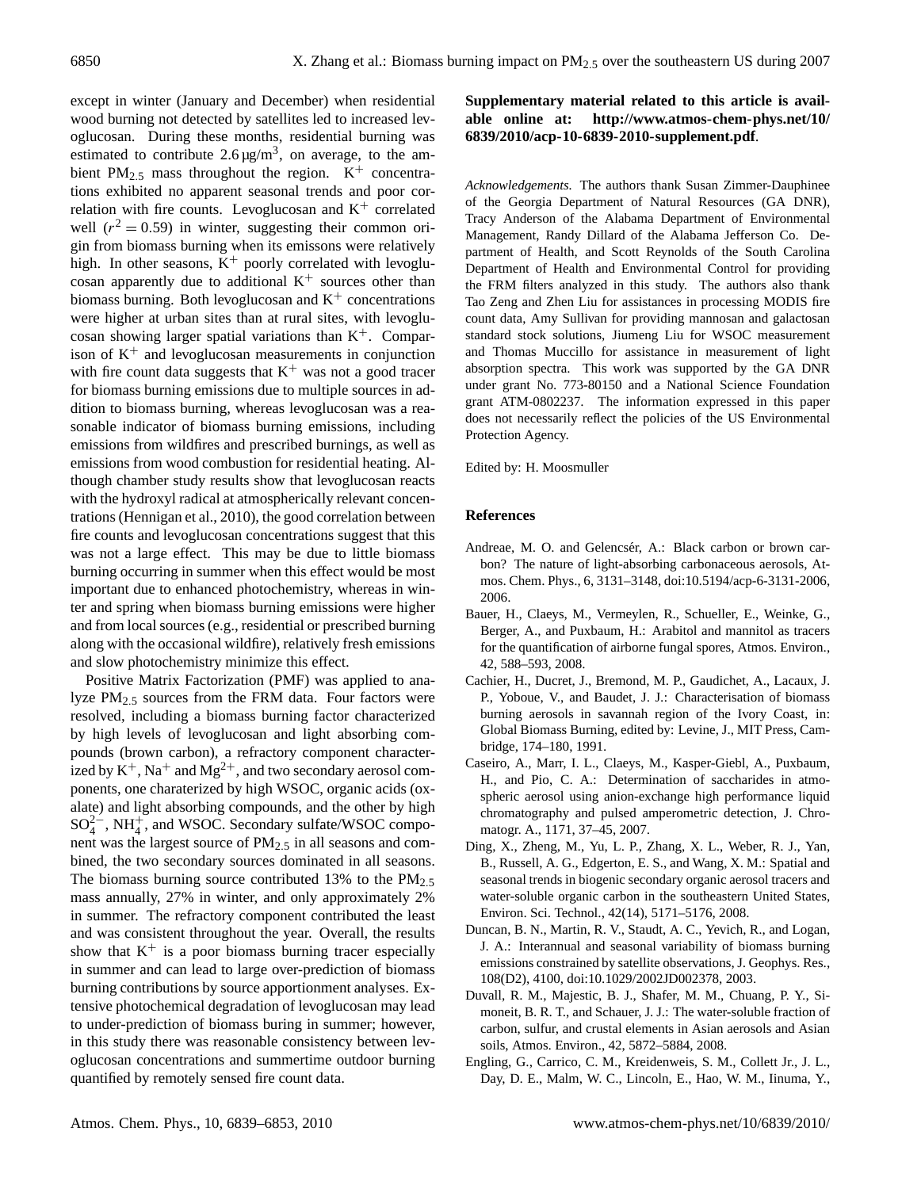except in winter (January and December) when residential wood burning not detected by satellites led to increased levoglucosan. During these months, residential burning was estimated to contribute 2.6 μg/m$^3$, on average, to the ambient $PM_{2.5}$ mass throughout the region. $K^+$ concentrations exhibited no apparent seasonal trends and poor correlation with fire counts. Levoglucosan and $K^+$ correlated well ($r^2 = 0.59$) in winter, suggesting their common origin from biomass burning when its emissons were relatively high. In other seasons, $K^+$ poorly correlated with levoglucosan apparently due to additional $K^+$ sources other than biomass burning. Both levoglucosan and $K^+$ concentrations were higher at urban sites than at rural sites, with levoglucosan showing larger spatial variations than $K^+$. Comparison of $K^+$ and levoglucosan measurements in conjunction with fire count data suggests that $K^+$ was not a good tracer for biomass burning emissions due to multiple sources in addition to biomass burning, whereas levoglucosan was a reasonable indicator of biomass burning emissions, including emissions from wildfires and prescribed burnings, as well as emissions from wood combustion for residential heating. Although chamber study results show that levoglucosan reacts with the hydroxyl radical at atmospherically relevant concentrations (Hennigan et al., 2010), the good correlation between fire counts and levoglucosan concentrations suggest that this was not a large effect. This may be due to little biomass burning occurring in summer when this effect would be most important due to enhanced photochemistry, whereas in winter and spring when biomass burning emissions were higher and from local sources (e.g., residential or prescribed burning along with the occasional wildfire), relatively fresh emissions and slow photochemistry minimize this effect.

Positive Matrix Factorization (PMF) was applied to analyze $PM_{2.5}$ sources from the FRM data. Four factors were resolved, including a biomass burning factor characterized by high levels of levoglucosan and light absorbing compounds (brown carbon), a refractory component characterized by $K^+$, $Na^+$ and $Mg^{2+}$, and two secondary aerosol components, one charaterized by high WSOC, organic acids (oxalate) and light absorbing compounds, and the other by high $SO_4^{2-}$, $NH_4^+$, and WSOC. Secondary sulfate/WSOC component was the largest source of $PM_{2.5}$ in all seasons and combined, the two secondary sources dominated in all seasons. The biomass burning source contributed 13% to the $PM_{2.5}$ mass annually, 27% in winter, and only approximately 2% in summer. The refractory component contributed the least and was consistent throughout the year. Overall, the results show that $K^+$ is a poor biomass burning tracer especially in summer and can lead to large over-prediction of biomass burning contributions by source apportionment analyses. Extensive photochemical degradation of levoglucosan may lead to under-prediction of biomass buring in summer; however, in this study there was reasonable consistency between levoglucosan concentrations and summertime outdoor burning quantified by remotely sensed fire count data.

**Supplementary material related to this article is available online at: http://www.atmos-chem-phys.net/10/6839/2010/acp-10-6839-2010-supplement.pdf.**

*Acknowledgements.* The authors thank Susan Zimmer-Dauphinee of the Georgia Department of Natural Resources (GA DNR), Tracy Anderson of the Alabama Department of Environmental Management, Randy Dillard of the Alabama Jefferson Co. Department of Health, and Scott Reynolds of the South Carolina Department of Health and Environmental Control for providing the FRM filters analyzed in this study. The authors also thank Tao Zeng and Zhen Liu for assistances in processing MODIS fire count data, Amy Sullivan for providing mannosan and galactosan standard stock solutions, Jiumeng Liu for WSOC measurement and Thomas Muccillo for assistance in measurement of light absorption spectra. This work was supported by the GA DNR under grant No. 773-80150 and a National Science Foundation grant ATM-0802237. The information expressed in this paper does not necessarily reflect the policies of the US Environmental Protection Agency.

Edited by: H. Moosmuller

## References

Andreae, M. O. and Gelencsér, A.: Black carbon or brown carbon? The nature of light-absorbing carbonaceous aerosols, Atmos. Chem. Phys., 6, 3131–3148, doi:10.5194/acp-6-3131-2006, 2006.

Bauer, H., Claeys, M., Vermeylen, R., Schueller, E., Weinke, G., Berger, A., and Puxbaum, H.: Arabitol and mannitol as tracers for the quantification of airborne fungal spores, Atmos. Environ., 42, 588–593, 2008.

Cachier, H., Ducret, J., Bremond, M. P., Gaudichet, A., Lacaux, J. P., Yoboue, V., and Baudet, J. J.: Characterisation of biomass burning aerosols in savannah region of the Ivory Coast, in: Global Biomass Burning, edited by: Levine, J., MIT Press, Cambridge, 174–180, 1991.

Caseiro, A., Marr, I. L., Claeys, M., Kasper-Giebl, A., Puxbaum, H., and Pio, C. A.: Determination of saccharides in atmospheric aerosol using anion-exchange high performance liquid chromatography and pulsed amperometric detection, J. Chromatogr. A., 1171, 37–45, 2007.

Ding, X., Zheng, M., Yu, L. P., Zhang, X. L., Weber, R. J., Yan, B., Russell, A. G., Edgerton, E. S., and Wang, X. M.: Spatial and seasonal trends in biogenic secondary organic aerosol tracers and water-soluble organic carbon in the southeastern United States, Environ. Sci. Technol., 42(14), 5171–5176, 2008.

Duncan, B. N., Martin, R. V., Staudt, A. C., Yevich, R., and Logan, J. A.: Interannual and seasonal variability of biomass burning emissions constrained by satellite observations, J. Geophys. Res., 108(D2), 4100, doi:10.1029/2002JD002378, 2003.

Duvall, R. M., Majestic, B. J., Shafer, M. M., Chuang, P. Y., Simoneit, B. R. T., and Schauer, J. J.: The water-soluble fraction of carbon, sulfur, and crustal elements in Asian aerosols and Asian soils, Atmos. Environ., 42, 5872–5884, 2008.

Engling, G., Carrico, C. M., Kreidenweis, S. M., Collett Jr., J. L., Day, D. E., Malm, W. C., Lincoln, E., Hao, W. M., Iinuma, Y.,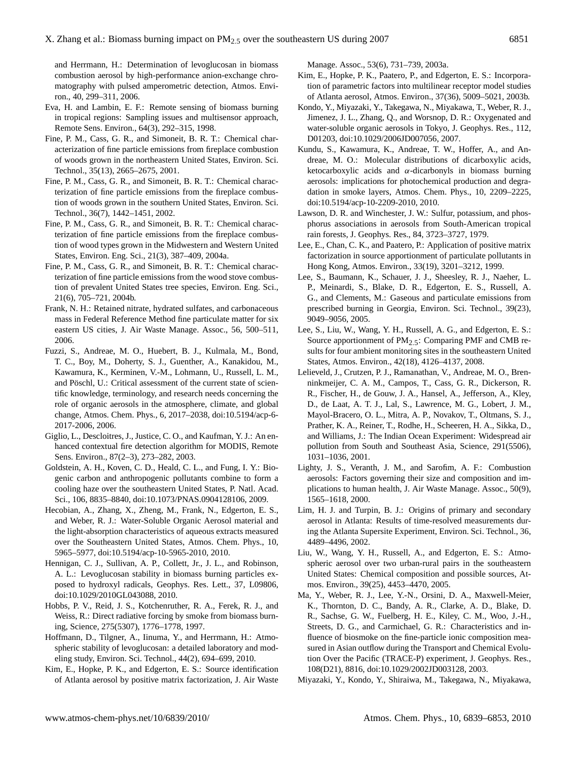and Herrmann, H.: Determination of levoglucosan in biomass combustion aerosol by high-performance anion-exchange chromatography with pulsed amperometric detection, Atmos. Environ., 40, 299–311, 2006.

Eva, H. and Lambin, E. F.: Remote sensing of biomass burning in tropical regions: Sampling issues and multisensor approach, Remote Sens. Environ., 64(3), 292–315, 1998.

Fine, P. M., Cass, G. R., and Simoneit, B. R. T.: Chemical characterization of fine particle emissions from fireplace combustion of woods grown in the northeastern United States, Environ. Sci. Technol., 35(13), 2665–2675, 2001.

Fine, P. M., Cass, G. R., and Simoneit, B. R. T.: Chemical characterization of fine particle emissions from the fireplace combustion of woods grown in the southern United States, Environ. Sci. Technol., 36(7), 1442–1451, 2002.

Fine, P. M., Cass, G. R., and Simoneit, B. R. T.: Chemical characterization of fine particle emissions from the fireplace combustion of wood types grown in the Midwestern and Western United States, Environ. Eng. Sci., 21(3), 387–409, 2004a.

Fine, P. M., Cass, G. R., and Simoneit, B. R. T.: Chemical characterization of fine particle emissions from the wood stove combustion of prevalent United States tree species, Environ. Eng. Sci., 21(6), 705–721, 2004b.

Frank, N. H.: Retained nitrate, hydrated sulfates, and carbonaceous mass in Federal Reference Method fine particulate matter for six eastern US cities, J. Air Waste Manage. Assoc., 56, 500–511, 2006.

Fuzzi, S., Andreae, M. O., Huebert, B. J., Kulmala, M., Bond, T. C., Boy, M., Doherty, S. J., Guenther, A., Kanakidou, M., Kawamura, K., Kerminen, V.-M., Lohmann, U., Russell, L. M., and Pöschl, U.: Critical assessment of the current state of scientific knowledge, terminology, and research needs concerning the role of organic aerosols in the atmosphere, climate, and global change, Atmos. Chem. Phys., 6, 2017–2038, doi:10.5194/acp-6-2017-2006, 2006.

Giglio, L., Descloitres, J., Justice, C. O., and Kaufman, Y. J.: An enhanced contextual fire detection algorithm for MODIS, Remote Sens. Environ., 87(2–3), 273–282, 2003.

Goldstein, A. H., Koven, C. D., Heald, C. L., and Fung, I. Y.: Biogenic carbon and anthropogenic pollutants combine to form a cooling haze over the southeastern United States, P. Natl. Acad. Sci., 106, 8835–8840, doi:10.1073/PNAS.0904128106, 2009.

Hecobian, A., Zhang, X., Zheng, M., Frank, N., Edgerton, E. S., and Weber, R. J.: Water-Soluble Organic Aerosol material and the light-absorption characteristics of aqueous extracts measured over the Southeastern United States, Atmos. Chem. Phys., 10, 5965–5977, doi:10.5194/acp-10-5965-2010, 2010.

Hennigan, C. J., Sullivan, A. P., Collett, Jr., J. L., and Robinson, A. L.: Levoglucosan stability in biomass burning particles exposed to hydroxyl radicals, Geophys. Res. Lett., 37, L09806, doi:10.1029/2010GL043088, 2010.

Hobbs, P. V., Reid, J. S., Kotchenruther, R. A., Ferek, R. J., and Weiss, R.: Direct radiative forcing by smoke from biomass burning, Science, 275(5307), 1776–1778, 1997.

Hoffmann, D., Tilgner, A., Iinuma, Y., and Herrmann, H.: Atmospheric stability of levoglucosan: a detailed laboratory and modeling study, Environ. Sci. Technol., 44(2), 694–699, 2010.

Kim, E., Hopke, P. K., and Edgerton, E. S.: Source identification of Atlanta aerosol by positive matrix factorization, J. Air Waste Manage. Assoc., 53(6), 731–739, 2003a.

Kim, E., Hopke, P. K., Paatero, P., and Edgerton, E. S.: Incorporation of parametric factors into multilinear receptor model studies of Atlanta aerosol, Atmos. Environ., 37(36), 5009–5021, 2003b.

Kondo, Y., Miyazaki, Y., Takegawa, N., Miyakawa, T., Weber, R. J., Jimenez, J. L., Zhang, Q., and Worsnop, D. R.: Oxygenated and water-soluble organic aerosols in Tokyo, J. Geophys. Res., 112, D01203, doi:10.1029/2006JD007056, 2007.

Kundu, S., Kawamura, K., Andreae, T. W., Hoffer, A., and Andreae, M. O.: Molecular distributions of dicarboxylic acids, ketocarboxylic acids and $\alpha$-dicarbonyls in biomass burning aerosols: implications for photochemical production and degradation in smoke layers, Atmos. Chem. Phys., 10, 2209–2225, doi:10.5194/acp-10-2209-2010, 2010.

Lawson, D. R. and Winchester, J. W.: Sulfur, potassium, and phosphorus associations in aerosols from South-American tropical rain forests, J. Geophys. Res., 84, 3723–3727, 1979.

Lee, E., Chan, C. K., and Paatero, P.: Application of positive matrix factorization in source apportionment of particulate pollutants in Hong Kong, Atmos. Environ., 33(19), 3201–3212, 1999.

Lee, S., Baumann, K., Schauer, J. J., Sheesley, R. J., Naeher, L. P., Meinardi, S., Blake, D. R., Edgerton, E. S., Russell, A. G., and Clements, M.: Gaseous and particulate emissions from prescribed burning in Georgia, Environ. Sci. Technol., 39(23), 9049–9056, 2005.

Lee, S., Liu, W., Wang, Y. H., Russell, A. G., and Edgerton, E. S.: Source apportionment of $PM_{2.5}$: Comparing PMF and CMB results for four ambient monitoring sites in the southeastern United States, Atmos. Environ., 42(18), 4126–4137, 2008.

Lelieveld, J., Crutzen, P. J., Ramanathan, V., Andreae, M. O., Brenninkmeijer, C. A. M., Campos, T., Cass, G. R., Dickerson, R. R., Fischer, H., de Gouw, J. A., Hansel, A., Jefferson, A., Kley, D., de Laat, A. T. J., Lal, S., Lawrence, M. G., Lobert, J. M., Mayol-Bracero, O. L., Mitra, A. P., Novakov, T., Oltmans, S. J., Prather, K. A., Reiner, T., Rodhe, H., Scheeren, H. A., Sikka, D., and Williams, J.: The Indian Ocean Experiment: Widespread air pollution from South and Southeast Asia, Science, 291(5506), 1031–1036, 2001.

Lighty, J. S., Veranth, J. M., and Sarofim, A. F.: Combustion aerosols: Factors governing their size and composition and implications to human health, J. Air Waste Manage. Assoc., 50(9), 1565–1618, 2000.

Lim, H. J. and Turpin, B. J.: Origins of primary and secondary aerosol in Atlanta: Results of time-resolved measurements during the Atlanta Supersite Experiment, Environ. Sci. Technol., 36, 4489–4496, 2002.

Liu, W., Wang, Y. H., Russell, A., and Edgerton, E. S.: Atmospheric aerosol over two urban-rural pairs in the southeastern United States: Chemical composition and possible sources, Atmos. Environ., 39(25), 4453–4470, 2005.

Ma, Y., Weber, R. J., Lee, Y.-N., Orsini, D. A., Maxwell-Meier, K., Thornton, D. C., Bandy, A. R., Clarke, A. D., Blake, D. R., Sachse, G. W., Fuelberg, H. E., Kiley, C. M., Woo, J.-H., Streets, D. G., and Carmichael, G. R.: Characteristics and influence of biosmoke on the fine-particle ionic composition measured in Asian outflow during the Transport and Chemical Evolution Over the Pacific (TRACE-P) experiment, J. Geophys. Res., 108(D21), 8816, doi:10.1029/2002JD003128, 2003.

Miyazaki, Y., Kondo, Y., Shiraiwa, M., Takegawa, N., Miyakawa,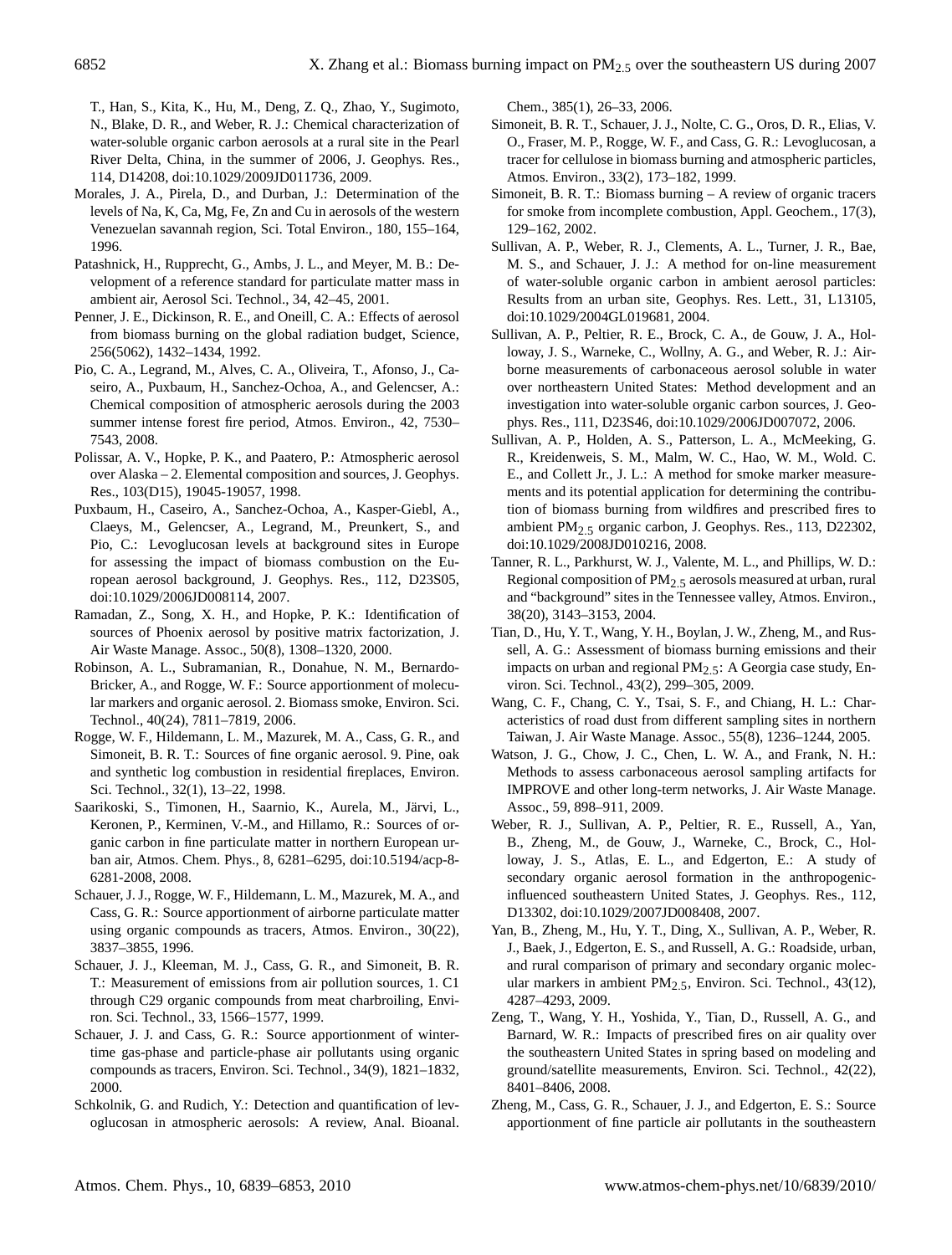T., Han, S., Kita, K., Hu, M., Deng, Z. Q., Zhao, Y., Sugimoto, N., Blake, D. R., and Weber, R. J.: Chemical characterization of water-soluble organic carbon aerosols at a rural site in the Pearl River Delta, China, in the summer of 2006, J. Geophys. Res., 114, D14208, doi:10.1029/2009JD011736, 2009.

Morales, J. A., Pirela, D., and Durban, J.: Determination of the levels of Na, K, Ca, Mg, Fe, Zn and Cu in aerosols of the western Venezuelan savannah region, Sci. Total Environ., 180, 155–164, 1996.

Patashnick, H., Rupprecht, G., Ambs, J. L., and Meyer, M. B.: Development of a reference standard for particulate matter mass in ambient air, Aerosol Sci. Technol., 34, 42–45, 2001.

Penner, J. E., Dickinson, R. E., and Oneill, C. A.: Effects of aerosol from biomass burning on the global radiation budget, Science, 256(5062), 1432–1434, 1992.

Pio, C. A., Legrand, M., Alves, C. A., Oliveira, T., Afonso, J., Caseiro, A., Puxbaum, H., Sanchez-Ochoa, A., and Gelencser, A.: Chemical composition of atmospheric aerosols during the 2003 summer intense forest fire period, Atmos. Environ., 42, 7530–7543, 2008.

Polissar, A. V., Hopke, P. K., and Paatero, P.: Atmospheric aerosol over Alaska – 2. Elemental composition and sources, J. Geophys. Res., 103(D15), 19045-19057, 1998.

Puxbaum, H., Caseiro, A., Sanchez-Ochoa, A., Kasper-Giebl, A., Claeys, M., Gelencser, A., Legrand, M., Preunkert, S., and Pio, C.: Levoglucosan levels at background sites in Europe for assessing the impact of biomass combustion on the European aerosol background, J. Geophys. Res., 112, D23S05, doi:10.1029/2006JD008114, 2007.

Ramadan, Z., Song, X. H., and Hopke, P. K.: Identification of sources of Phoenix aerosol by positive matrix factorization, J. Air Waste Manage. Assoc., 50(8), 1308–1320, 2000.

Robinson, A. L., Subramanian, R., Donahue, N. M., Bernardo-Bricker, A., and Rogge, W. F.: Source apportionment of molecular markers and organic aerosol. 2. Biomass smoke, Environ. Sci. Technol., 40(24), 7811–7819, 2006.

Rogge, W. F., Hildemann, L. M., Mazurek, M. A., Cass, G. R., and Simoneit, B. R. T.: Sources of fine organic aerosol. 9. Pine, oak and synthetic log combustion in residential fireplaces, Environ. Sci. Technol., 32(1), 13–22, 1998.

Saarikoski, S., Timonen, H., Saarnio, K., Aurela, M., Järvi, L., Keronen, P., Kerminen, V.-M., and Hillamo, R.: Sources of organic carbon in fine particulate matter in northern European urban air, Atmos. Chem. Phys., 8, 6281–6295, doi:10.5194/acp-8-6281-2008, 2008.

Schauer, J. J., Rogge, W. F., Hildemann, L. M., Mazurek, M. A., and Cass, G. R.: Source apportionment of airborne particulate matter using organic compounds as tracers, Atmos. Environ., 30(22), 3837–3855, 1996.

Schauer, J. J., Kleeman, M. J., Cass, G. R., and Simoneit, B. R. T.: Measurement of emissions from air pollution sources, 1. C1 through C29 organic compounds from meat charbroiling, Environ. Sci. Technol., 33, 1566–1577, 1999.

Schauer, J. J. and Cass, G. R.: Source apportionment of wintertime gas-phase and particle-phase air pollutants using organic compounds as tracers, Environ. Sci. Technol., 34(9), 1821–1832, 2000.

Schkolnik, G. and Rudich, Y.: Detection and quantification of levoglucosan in atmospheric aerosols: A review, Anal. Bioanal. Chem., 385(1), 26–33, 2006.

Simoneit, B. R. T., Schauer, J. J., Nolte, C. G., Oros, D. R., Elias, V. O., Fraser, M. P., Rogge, W. F., and Cass, G. R.: Levoglucosan, a tracer for cellulose in biomass burning and atmospheric particles, Atmos. Environ., 33(2), 173–182, 1999.

Simoneit, B. R. T.: Biomass burning – A review of organic tracers for smoke from incomplete combustion, Appl. Geochem., 17(3), 129–162, 2002.

Sullivan, A. P., Weber, R. J., Clements, A. L., Turner, J. R., Bae, M. S., and Schauer, J. J.: A method for on-line measurement of water-soluble organic carbon in ambient aerosol particles: Results from an urban site, Geophys. Res. Lett., 31, L13105, doi:10.1029/2004GL019681, 2004.

Sullivan, A. P., Peltier, R. E., Brock, C. A., de Gouw, J. A., Holloway, J. S., Warneke, C., Wollny, A. G., and Weber, R. J.: Airborne measurements of carbonaceous aerosol soluble in water over northeastern United States: Method development and an investigation into water-soluble organic carbon sources, J. Geophys. Res., 111, D23S46, doi:10.1029/2006JD007072, 2006.

Sullivan, A. P., Holden, A. S., Patterson, L. A., McMeeking, G. R., Kreidenweis, S. M., Malm, W. C., Hao, W. M., Wold. C. E., and Collett Jr., J. L.: A method for smoke marker measurements and its potential application for determining the contribution of biomass burning from wildfires and prescribed fires to ambient $PM_{2.5}$ organic carbon, J. Geophys. Res., 113, D22302, doi:10.1029/2008JD010216, 2008.

Tanner, R. L., Parkhurst, W. J., Valente, M. L., and Phillips, W. D.: Regional composition of $PM_{2.5}$ aerosols measured at urban, rural and "background" sites in the Tennessee valley, Atmos. Environ., 38(20), 3143–3153, 2004.

Tian, D., Hu, Y. T., Wang, Y. H., Boylan, J. W., Zheng, M., and Russell, A. G.: Assessment of biomass burning emissions and their impacts on urban and regional $PM_{2.5}$: A Georgia case study, Environ. Sci. Technol., 43(2), 299–305, 2009.

Wang, C. F., Chang, C. Y., Tsai, S. F., and Chiang, H. L.: Characteristics of road dust from different sampling sites in northern Taiwan, J. Air Waste Manage. Assoc., 55(8), 1236–1244, 2005.

Watson, J. G., Chow, J. C., Chen, L. W. A., and Frank, N. H.: Methods to assess carbonaceous aerosol sampling artifacts for IMPROVE and other long-term networks, J. Air Waste Manage. Assoc., 59, 898–911, 2009.

Weber, R. J., Sullivan, A. P., Peltier, R. E., Russell, A., Yan, B., Zheng, M., de Gouw, J., Warneke, C., Brock, C., Holloway, J. S., Atlas, E. L., and Edgerton, E.: A study of secondary organic aerosol formation in the anthropogenic-influenced southeastern United States, J. Geophys. Res., 112, D13302, doi:10.1029/2007JD008408, 2007.

Yan, B., Zheng, M., Hu, Y. T., Ding, X., Sullivan, A. P., Weber, R. J., Baek, J., Edgerton, E. S., and Russell, A. G.: Roadside, urban, and rural comparison of primary and secondary organic molecular markers in ambient $PM_{2.5}$, Environ. Sci. Technol., 43(12), 4287–4293, 2009.

Zeng, T., Wang, Y. H., Yoshida, Y., Tian, D., Russell, A. G., and Barnard, W. R.: Impacts of prescribed fires on air quality over the southeastern United States in spring based on modeling and ground/satellite measurements, Environ. Sci. Technol., 42(22), 8401–8406, 2008.

Zheng, M., Cass, G. R., Schauer, J. J., and Edgerton, E. S.: Source apportionment of fine particle air pollutants in the southeastern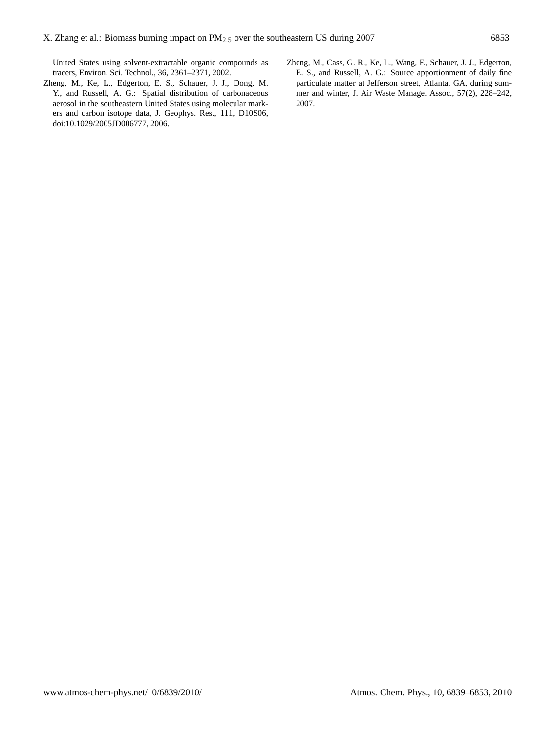United States using solvent-extractable organic compounds as tracers, Environ. Sci. Technol., 36, 2361–2371, 2002.

Zheng, M., Ke, L., Edgerton, E. S., Schauer, J. J., Dong, M. Y., and Russell, A. G.: Spatial distribution of carbonaceous aerosol in the southeastern United States using molecular markers and carbon isotope data, J. Geophys. Res., 111, D10S06, doi:10.1029/2005JD006777, 2006.

Zheng, M., Cass, G. R., Ke, L., Wang, F., Schauer, J. J., Edgerton, E. S., and Russell, A. G.: Source apportionment of daily fine particulate matter at Jefferson street, Atlanta, GA, during summer and winter, J. Air Waste Manage. Assoc., 57(2), 228–242, 2007.